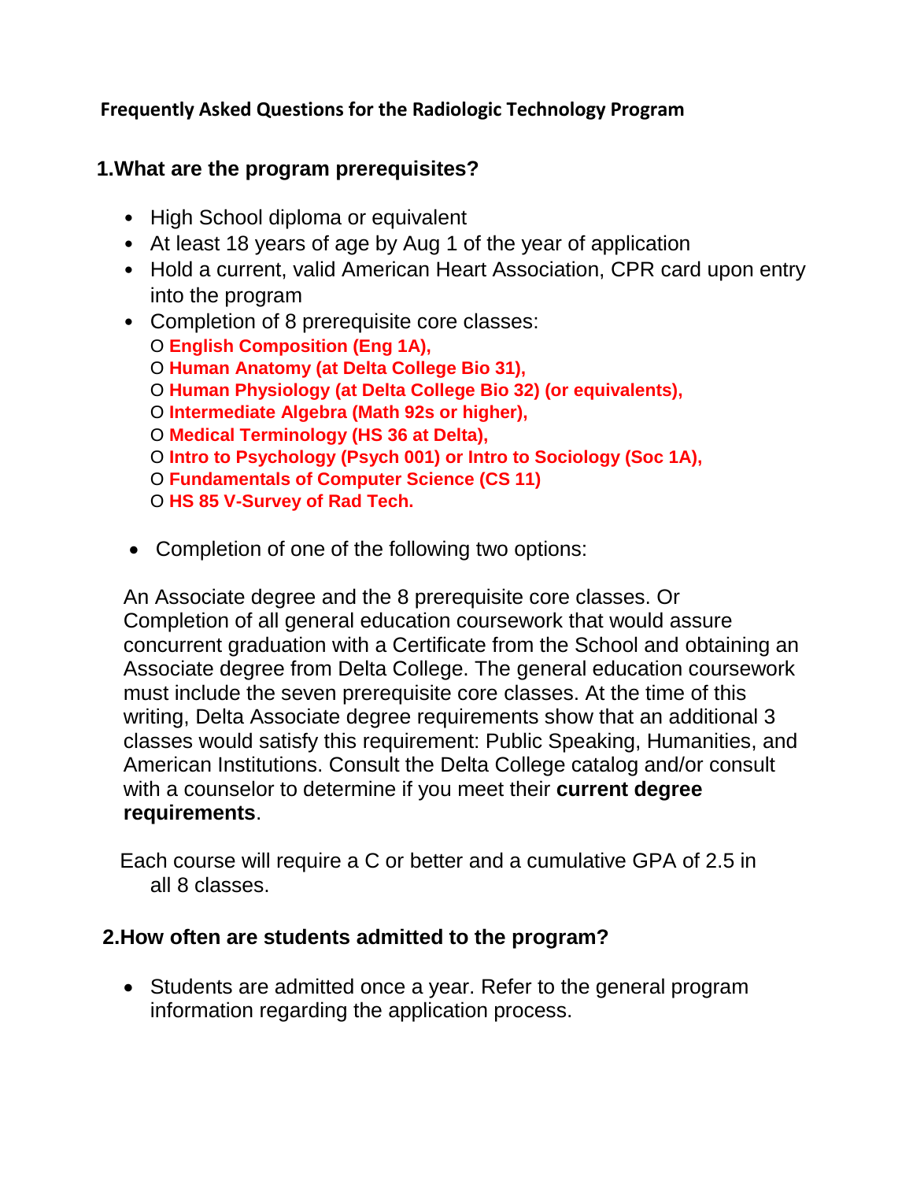# Frequently Asked Questions for the Radiologic Technology Program

## 1.What are the program prerequisites?

- High School diploma or equivalent
- At least 18 years of age by Aug 1 of the year of application
- Hold a current, valid American Heart Association, CPR card upon entry into the program
- Completion of 8 prerequisite core classes:
  - **English Composition (Eng 1A),**
  - **Human Anatomy (at Delta College Bio 31),**
  - **Human Physiology (at Delta College Bio 32) (or equivalents),**
  - **Intermediate Algebra (Math 92s or higher),**
  - **Medical Terminology (HS 36 at Delta),**
  - **Intro to Psychology (Psych 001) or Intro to Sociology (Soc 1A),**
  - **Fundamentals of Computer Science (CS 11)**
  - **HS 85 V-Survey of Rad Tech.**

- Completion of one of the following two options:

An Associate degree and the 8 prerequisite core classes. Or Completion of all general education coursework that would assure concurrent graduation with a Certificate from the School and obtaining an Associate degree from Delta College. The general education coursework must include the seven prerequisite core classes. At the time of this writing, Delta Associate degree requirements show that an additional 3 classes would satisfy this requirement: Public Speaking, Humanities, and American Institutions. Consult the Delta College catalog and/or consult with a counselor to determine if you meet their **current degree requirements**.

Each course will require a C or better and a cumulative GPA of 2.5 in all 8 classes.

## 2.How often are students admitted to the program?

- Students are admitted once a year. Refer to the general program information regarding the application process.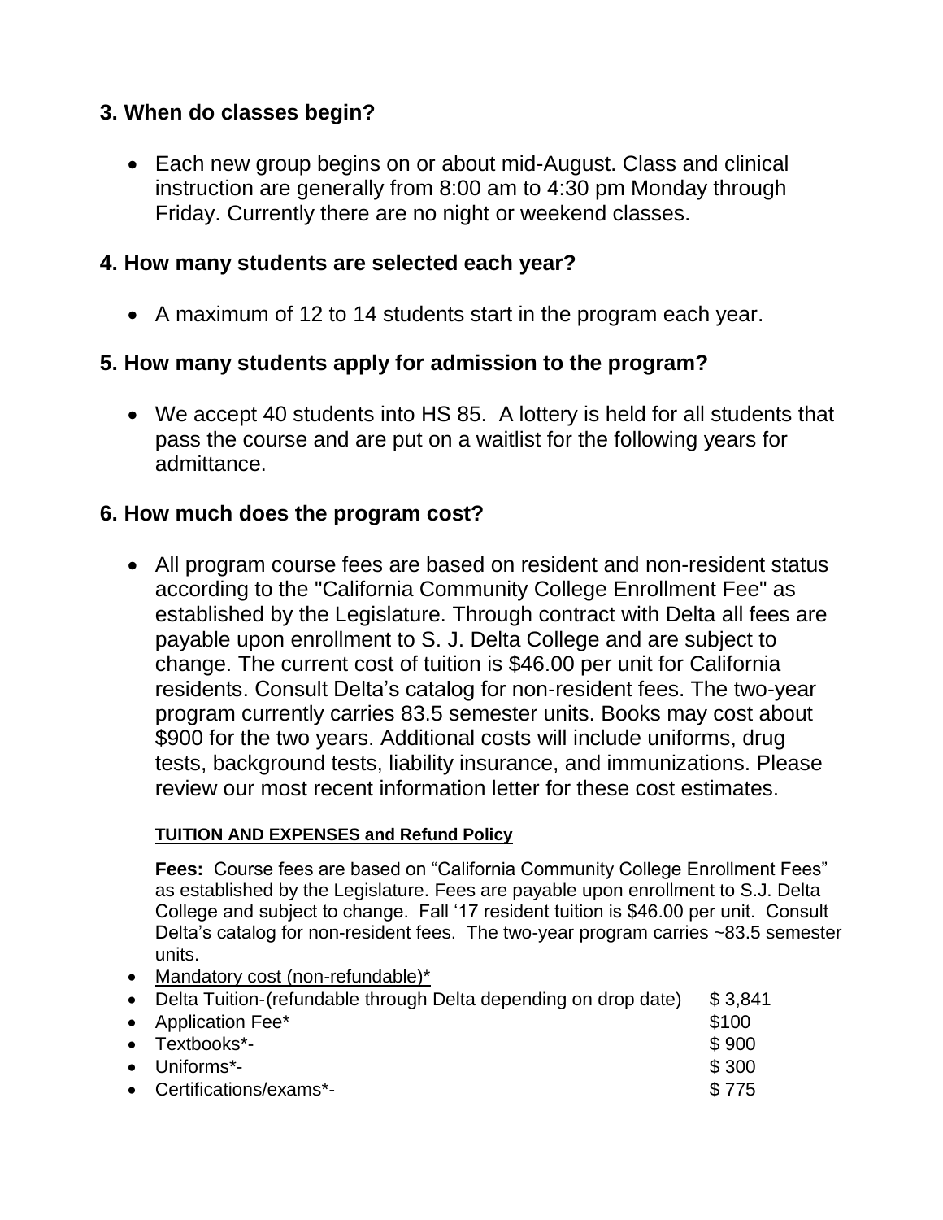## 3. When do classes begin?

- Each new group begins on or about mid-August. Class and clinical instruction are generally from 8:00 am to 4:30 pm Monday through Friday. Currently there are no night or weekend classes.

## 4. How many students are selected each year?

- A maximum of 12 to 14 students start in the program each year.

## 5. How many students apply for admission to the program?

- We accept 40 students into HS 85. A lottery is held for all students that pass the course and are put on a waitlist for the following years for admittance.

## 6. How much does the program cost?

- All program course fees are based on resident and non-resident status according to the "California Community College Enrollment Fee" as established by the Legislature. Through contract with Delta all fees are payable upon enrollment to S. J. Delta College and are subject to change. The current cost of tuition is $46.00 per unit for California residents. Consult Delta's catalog for non-resident fees. The two-year program currently carries 83.5 semester units. Books may cost about $900 for the two years. Additional costs will include uniforms, drug tests, background tests, liability insurance, and immunizations. Please review our most recent information letter for these cost estimates.

**TUITION AND EXPENSES and Refund Policy**

**Fees:** Course fees are based on "California Community College Enrollment Fees" as established by the Legislature. Fees are payable upon enrollment to S.J. Delta College and subject to change. Fall '17 resident tuition is $46.00 per unit. Consult Delta's catalog for non-resident fees. The two-year program carries ~83.5 semester units.

- Mandatory cost (non-refundable)*
- Delta Tuition-(refundable through Delta depending on drop date) $ 3,841
- Application Fee* $100
- Textbooks*- $ 900
- Uniforms*- $ 300
- Certifications/exams*- $ 775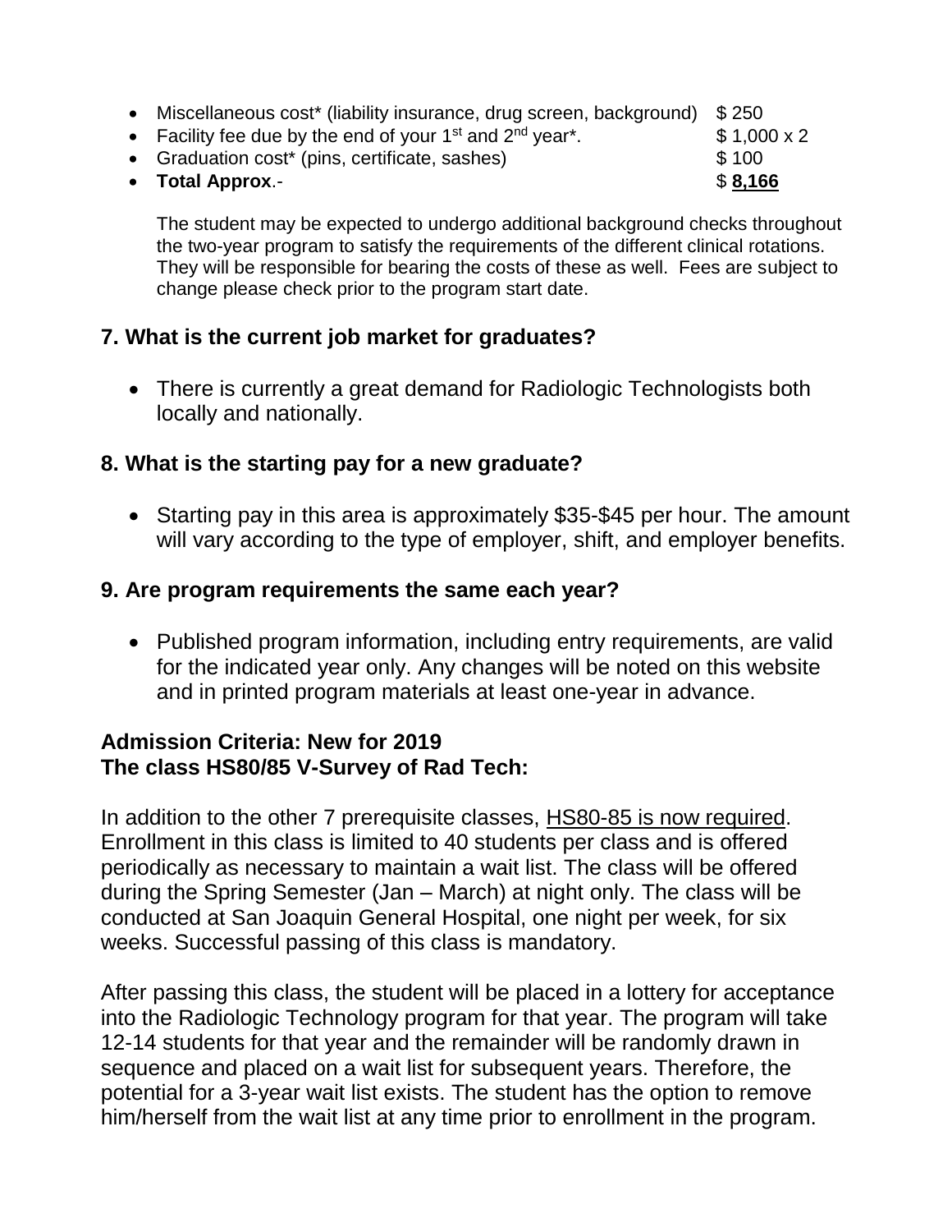- Miscellaneous cost* (liability insurance, drug screen, background) $ 250
- Facility fee due by the end of your 1st and 2nd year*. $ 1,000 x 2
- Graduation cost* (pins, certificate, sashes) $ 100
- **Total Approx**.- $ **8,166**

The student may be expected to undergo additional background checks throughout the two-year program to satisfy the requirements of the different clinical rotations. They will be responsible for bearing the costs of these as well. Fees are subject to change please check prior to the program start date.

## 7. What is the current job market for graduates?

- There is currently a great demand for Radiologic Technologists both locally and nationally.

## 8. What is the starting pay for a new graduate?

- Starting pay in this area is approximately $35-$45 per hour. The amount will vary according to the type of employer, shift, and employer benefits.

## 9. Are program requirements the same each year?

- Published program information, including entry requirements, are valid for the indicated year only. Any changes will be noted on this website and in printed program materials at least one-year in advance.

**Admission Criteria: New for 2019**
**The class HS80/85 V-Survey of Rad Tech:**

In addition to the other 7 prerequisite classes, HS80-85 is now required. Enrollment in this class is limited to 40 students per class and is offered periodically as necessary to maintain a wait list. The class will be offered during the Spring Semester (Jan – March) at night only. The class will be conducted at San Joaquin General Hospital, one night per week, for six weeks. Successful passing of this class is mandatory.

After passing this class, the student will be placed in a lottery for acceptance into the Radiologic Technology program for that year. The program will take 12-14 students for that year and the remainder will be randomly drawn in sequence and placed on a wait list for subsequent years. Therefore, the potential for a 3-year wait list exists. The student has the option to remove him/herself from the wait list at any time prior to enrollment in the program.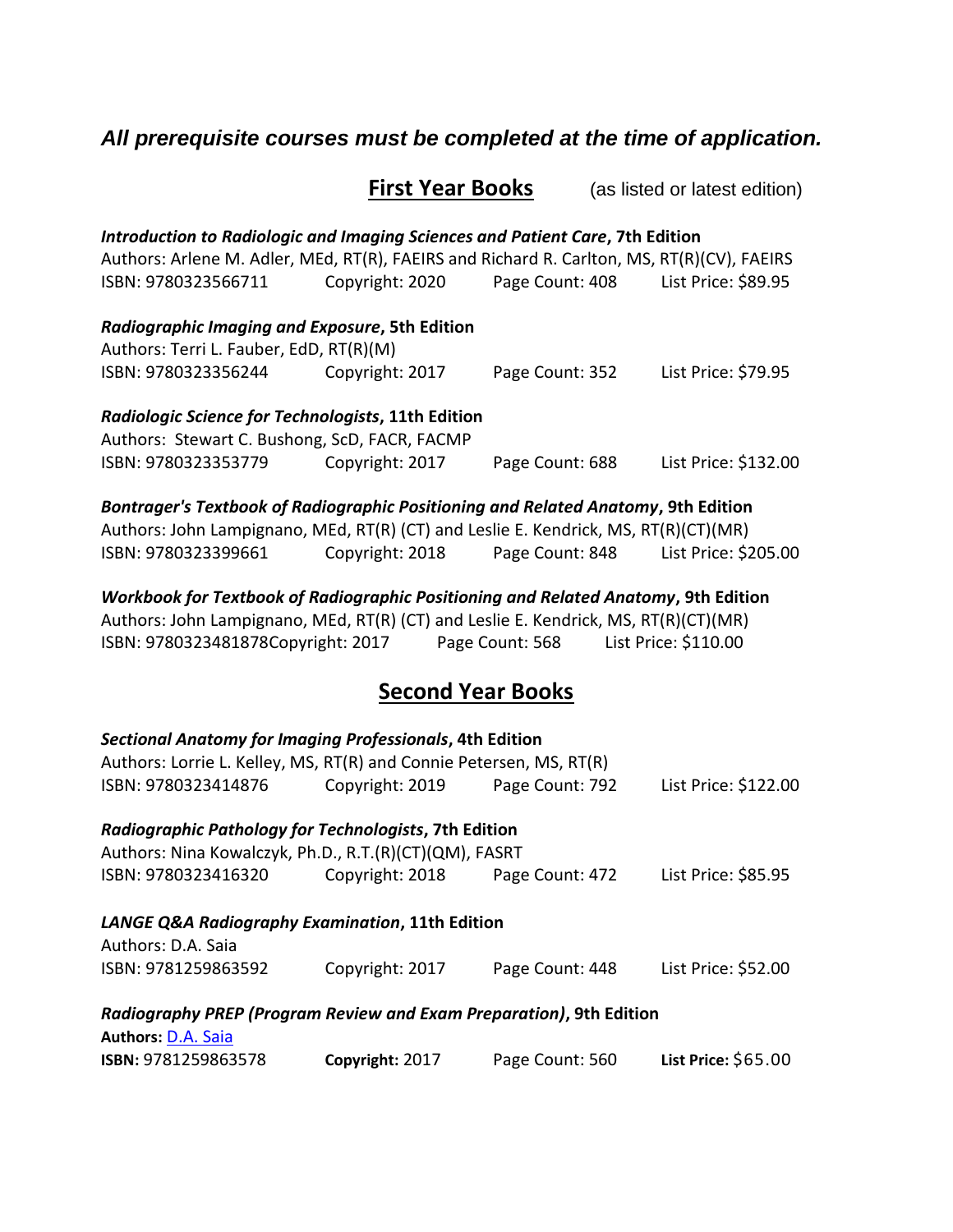***All prerequisite courses must be completed at the time of application.***

## First Year Books (as listed or latest edition)

***Introduction to Radiologic and Imaging Sciences and Patient Care*, 7th Edition**
Authors: Arlene M. Adler, MEd, RT(R), FAEIRS and Richard R. Carlton, MS, RT(R)(CV), FAEIRS
ISBN: 9780323566711 Copyright: 2020 Page Count: 408 List Price: $89.95

***Radiographic Imaging and Exposure*, 5th Edition**
Authors: Terri L. Fauber, EdD, RT(R)(M)
ISBN: 9780323356244 Copyright: 2017 Page Count: 352 List Price: $79.95

***Radiologic Science for Technologists*, 11th Edition**
Authors: Stewart C. Bushong, ScD, FACR, FACMP
ISBN: 9780323353779 Copyright: 2017 Page Count: 688 List Price: $132.00

***Bontrager's Textbook of Radiographic Positioning and Related Anatomy*, 9th Edition**
Authors: John Lampignano, MEd, RT(R) (CT) and Leslie E. Kendrick, MS, RT(R)(CT)(MR)
ISBN: 9780323399661 Copyright: 2018 Page Count: 848 List Price: $205.00

***Workbook for Textbook of Radiographic Positioning and Related Anatomy*, 9th Edition**
Authors: John Lampignano, MEd, RT(R) (CT) and Leslie E. Kendrick, MS, RT(R)(CT)(MR)
ISBN: 9780323481878Copyright: 2017 Page Count: 568 List Price: $110.00

## Second Year Books

***Sectional Anatomy for Imaging Professionals*, 4th Edition**
Authors: Lorrie L. Kelley, MS, RT(R) and Connie Petersen, MS, RT(R)
ISBN: 9780323414876 Copyright: 2019 Page Count: 792 List Price: $122.00

***Radiographic Pathology for Technologists*, 7th Edition**
Authors: Nina Kowalczyk, Ph.D., R.T.(R)(CT)(QM), FASRT
ISBN: 9780323416320 Copyright: 2018 Page Count: 472 List Price: $85.95

***LANGE Q&A Radiography Examination*, 11th Edition**
Authors: D.A. Saia
ISBN: 9781259863592 Copyright: 2017 Page Count: 448 List Price: $52.00

***Radiography PREP (Program Review and Exam Preparation)*, 9th Edition**
**Authors:** D.A. Saia
**ISBN:** 9781259863578 **Copyright:** 2017 Page Count: 560 **List Price:** $65.00